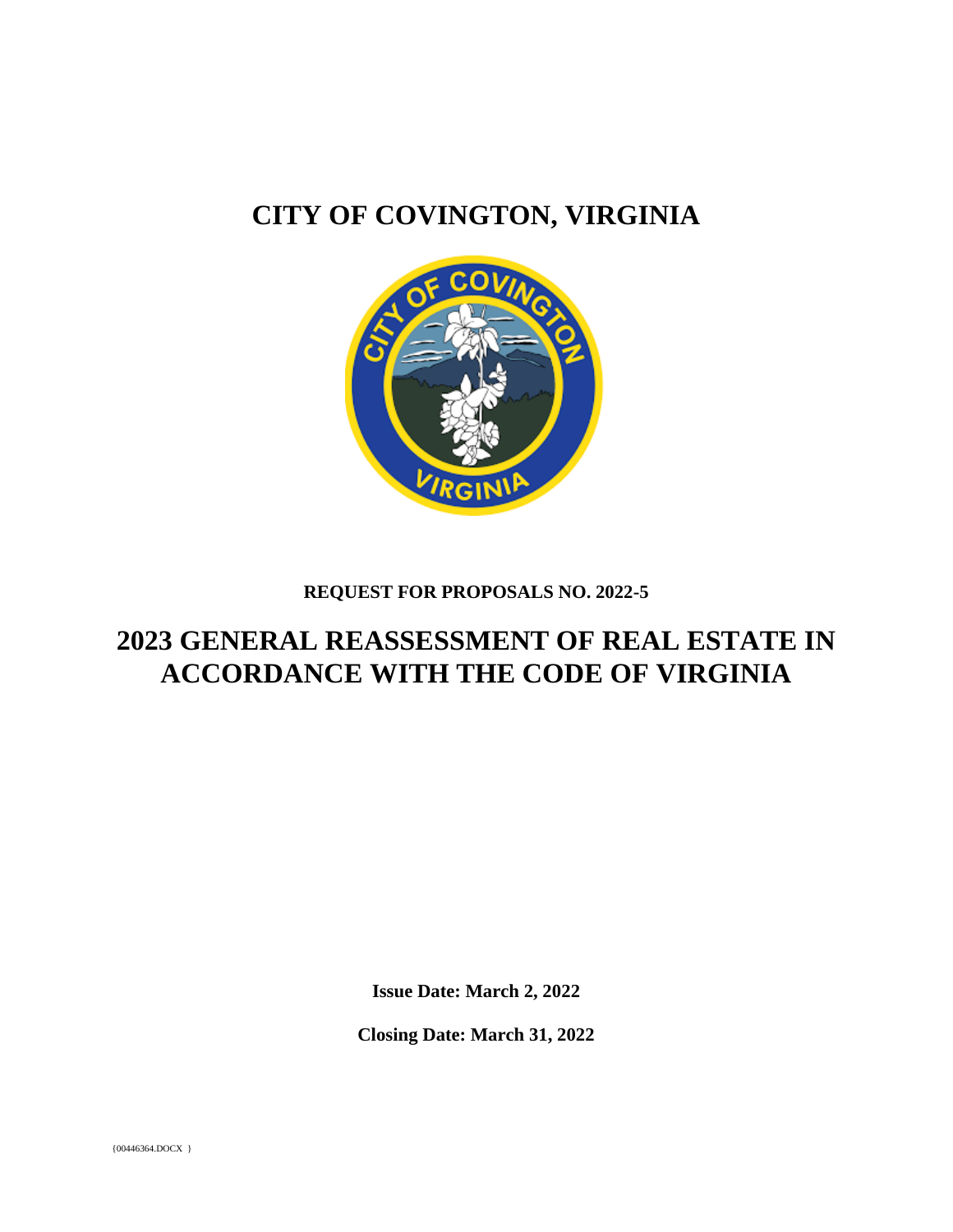# CITY OF COVINGTON, VIRGINIA

**REQUEST FOR PROPOSALS NO. 2022-5**

# 2023 GENERAL REASSESSMENT OF REAL ESTATE IN ACCORDANCE WITH THE CODE OF VIRGINIA

**Issue Date: March 2, 2022**

**Closing Date: March 31, 2022**

{00446364.DOCX }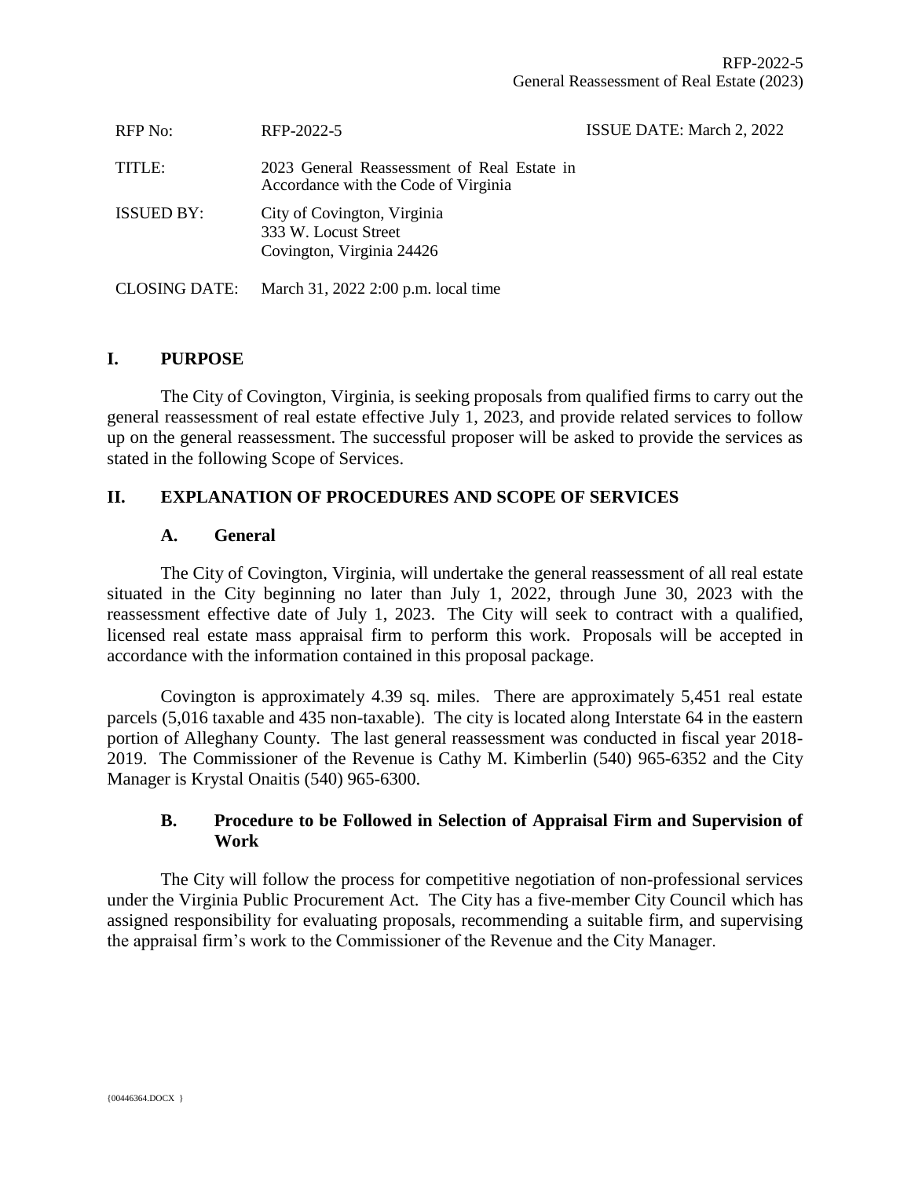| RFP No: | RFP-2022-5 | ISSUE DATE: March 2, 2022 |
|---|---|---|
| TITLE: | 2023 General Reassessment of Real Estate in Accordance with the Code of Virginia | |
| ISSUED BY: | City of Covington, Virginia<br>333 W. Locust Street<br>Covington, Virginia 24426 | |
| CLOSING DATE: | March 31, 2022 2:00 p.m. local time | |

## I. PURPOSE

The City of Covington, Virginia, is seeking proposals from qualified firms to carry out the general reassessment of real estate effective July 1, 2023, and provide related services to follow up on the general reassessment. The successful proposer will be asked to provide the services as stated in the following Scope of Services.

## II. EXPLANATION OF PROCEDURES AND SCOPE OF SERVICES

### A. General

The City of Covington, Virginia, will undertake the general reassessment of all real estate situated in the City beginning no later than July 1, 2022, through June 30, 2023 with the reassessment effective date of July 1, 2023. The City will seek to contract with a qualified, licensed real estate mass appraisal firm to perform this work. Proposals will be accepted in accordance with the information contained in this proposal package.

Covington is approximately 4.39 sq. miles. There are approximately 5,451 real estate parcels (5,016 taxable and 435 non-taxable). The city is located along Interstate 64 in the eastern portion of Alleghany County. The last general reassessment was conducted in fiscal year 2018-2019. The Commissioner of the Revenue is Cathy M. Kimberlin (540) 965-6352 and the City Manager is Krystal Onaitis (540) 965-6300.

### B. Procedure to be Followed in Selection of Appraisal Firm and Supervision of Work

The City will follow the process for competitive negotiation of non-professional services under the Virginia Public Procurement Act. The City has a five-member City Council which has assigned responsibility for evaluating proposals, recommending a suitable firm, and supervising the appraisal firm's work to the Commissioner of the Revenue and the City Manager.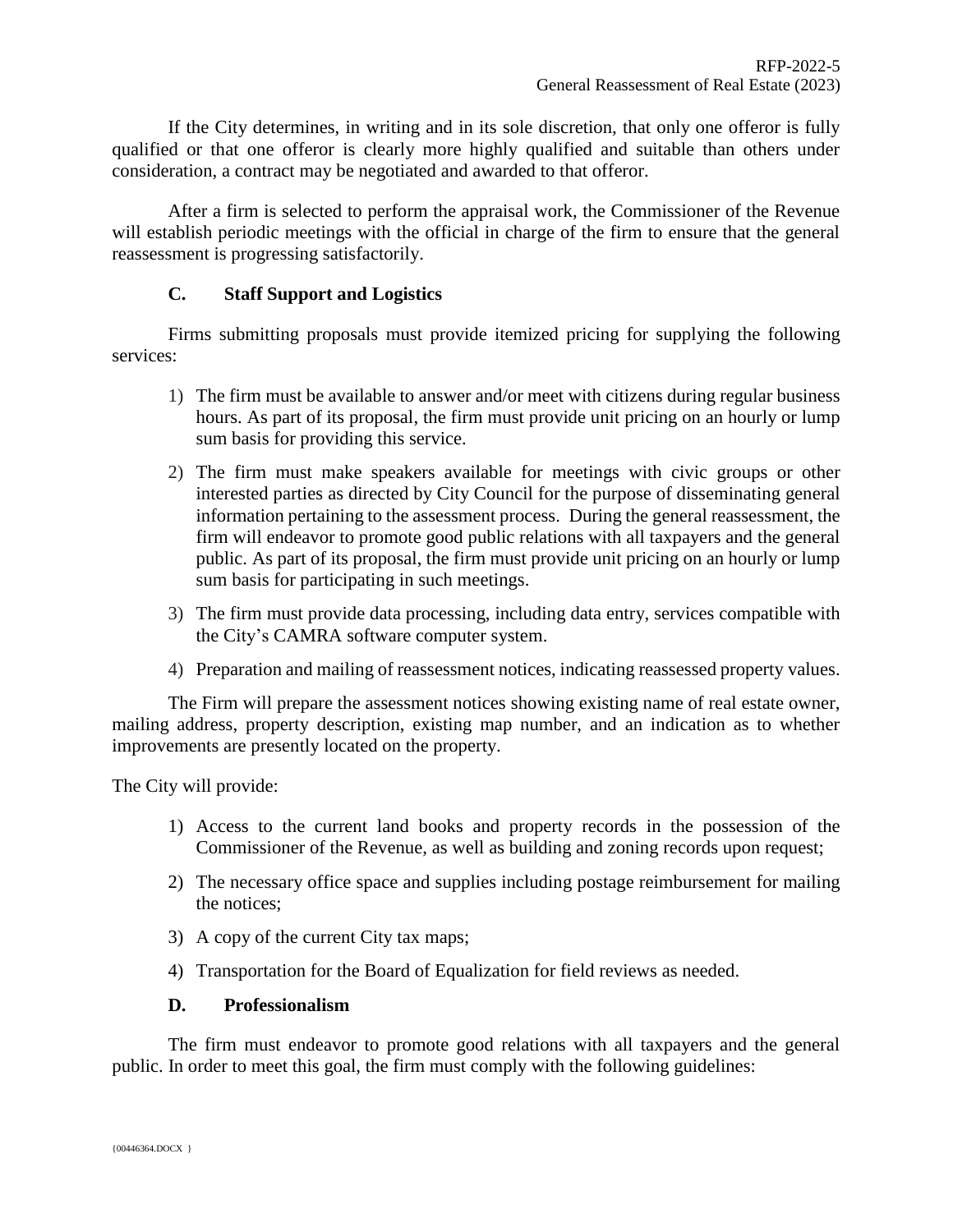If the City determines, in writing and in its sole discretion, that only one offeror is fully qualified or that one offeror is clearly more highly qualified and suitable than others under consideration, a contract may be negotiated and awarded to that offeror.

After a firm is selected to perform the appraisal work, the Commissioner of the Revenue will establish periodic meetings with the official in charge of the firm to ensure that the general reassessment is progressing satisfactorily.

### C. Staff Support and Logistics

Firms submitting proposals must provide itemized pricing for supplying the following services:

1) The firm must be available to answer and/or meet with citizens during regular business hours. As part of its proposal, the firm must provide unit pricing on an hourly or lump sum basis for providing this service.
2) The firm must make speakers available for meetings with civic groups or other interested parties as directed by City Council for the purpose of disseminating general information pertaining to the assessment process. During the general reassessment, the firm will endeavor to promote good public relations with all taxpayers and the general public. As part of its proposal, the firm must provide unit pricing on an hourly or lump sum basis for participating in such meetings.
3) The firm must provide data processing, including data entry, services compatible with the City's CAMRA software computer system.
4) Preparation and mailing of reassessment notices, indicating reassessed property values.

The Firm will prepare the assessment notices showing existing name of real estate owner, mailing address, property description, existing map number, and an indication as to whether improvements are presently located on the property.

The City will provide:

1) Access to the current land books and property records in the possession of the Commissioner of the Revenue, as well as building and zoning records upon request;
2) The necessary office space and supplies including postage reimbursement for mailing the notices;
3) A copy of the current City tax maps;
4) Transportation for the Board of Equalization for field reviews as needed.

### D. Professionalism

The firm must endeavor to promote good relations with all taxpayers and the general public. In order to meet this goal, the firm must comply with the following guidelines: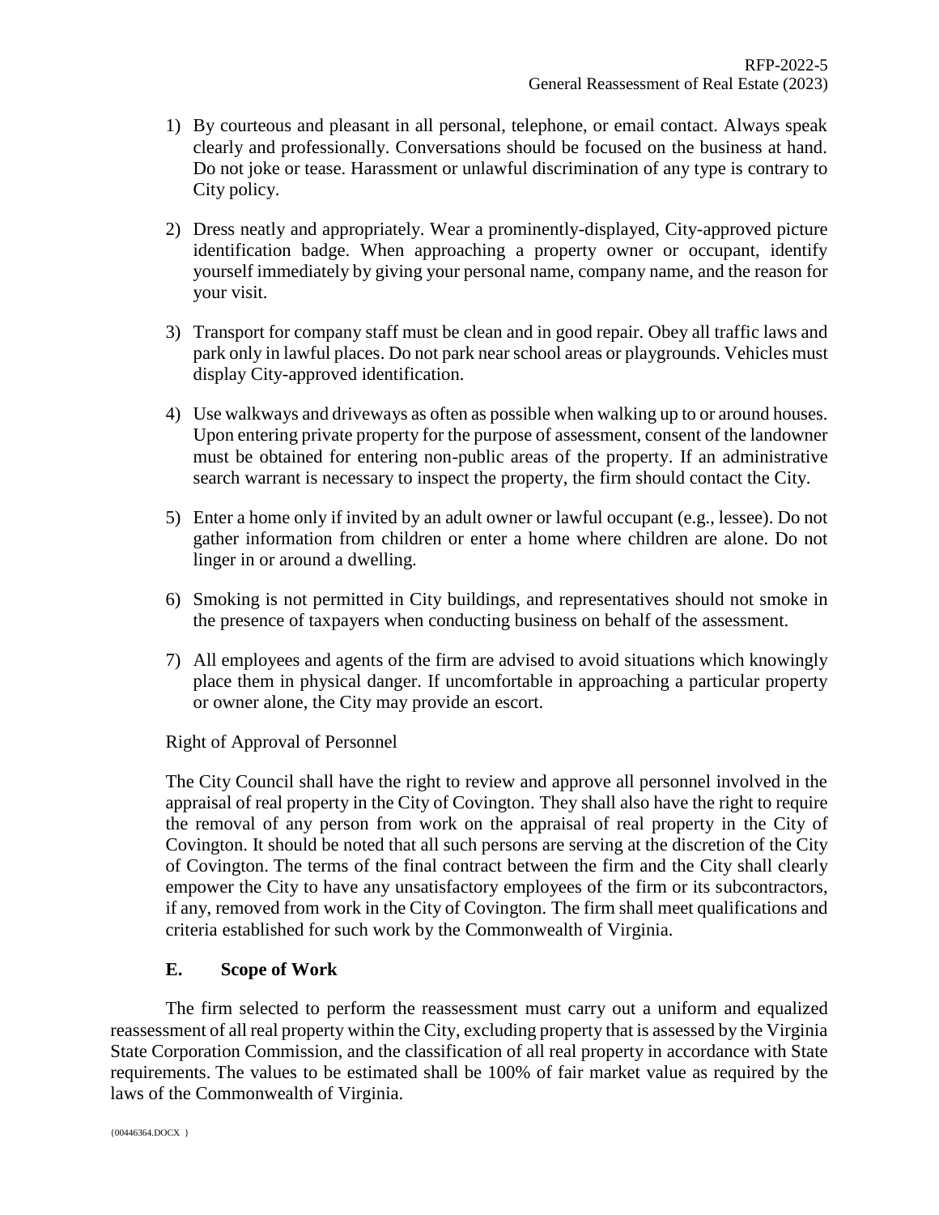1) By courteous and pleasant in all personal, telephone, or email contact. Always speak clearly and professionally. Conversations should be focused on the business at hand. Do not joke or tease. Harassment or unlawful discrimination of any type is contrary to City policy.

2) Dress neatly and appropriately. Wear a prominently-displayed, City-approved picture identification badge. When approaching a property owner or occupant, identify yourself immediately by giving your personal name, company name, and the reason for your visit.

3) Transport for company staff must be clean and in good repair. Obey all traffic laws and park only in lawful places. Do not park near school areas or playgrounds. Vehicles must display City-approved identification.

4) Use walkways and driveways as often as possible when walking up to or around houses. Upon entering private property for the purpose of assessment, consent of the landowner must be obtained for entering non-public areas of the property. If an administrative search warrant is necessary to inspect the property, the firm should contact the City.

5) Enter a home only if invited by an adult owner or lawful occupant (e.g., lessee). Do not gather information from children or enter a home where children are alone. Do not linger in or around a dwelling.

6) Smoking is not permitted in City buildings, and representatives should not smoke in the presence of taxpayers when conducting business on behalf of the assessment.

7) All employees and agents of the firm are advised to avoid situations which knowingly place them in physical danger. If uncomfortable in approaching a particular property or owner alone, the City may provide an escort.

Right of Approval of Personnel

The City Council shall have the right to review and approve all personnel involved in the appraisal of real property in the City of Covington. They shall also have the right to require the removal of any person from work on the appraisal of real property in the City of Covington. It should be noted that all such persons are serving at the discretion of the City of Covington. The terms of the final contract between the firm and the City shall clearly empower the City to have any unsatisfactory employees of the firm or its subcontractors, if any, removed from work in the City of Covington. The firm shall meet qualifications and criteria established for such work by the Commonwealth of Virginia.

### E. Scope of Work

The firm selected to perform the reassessment must carry out a uniform and equalized reassessment of all real property within the City, excluding property that is assessed by the Virginia State Corporation Commission, and the classification of all real property in accordance with State requirements. The values to be estimated shall be 100% of fair market value as required by the laws of the Commonwealth of Virginia.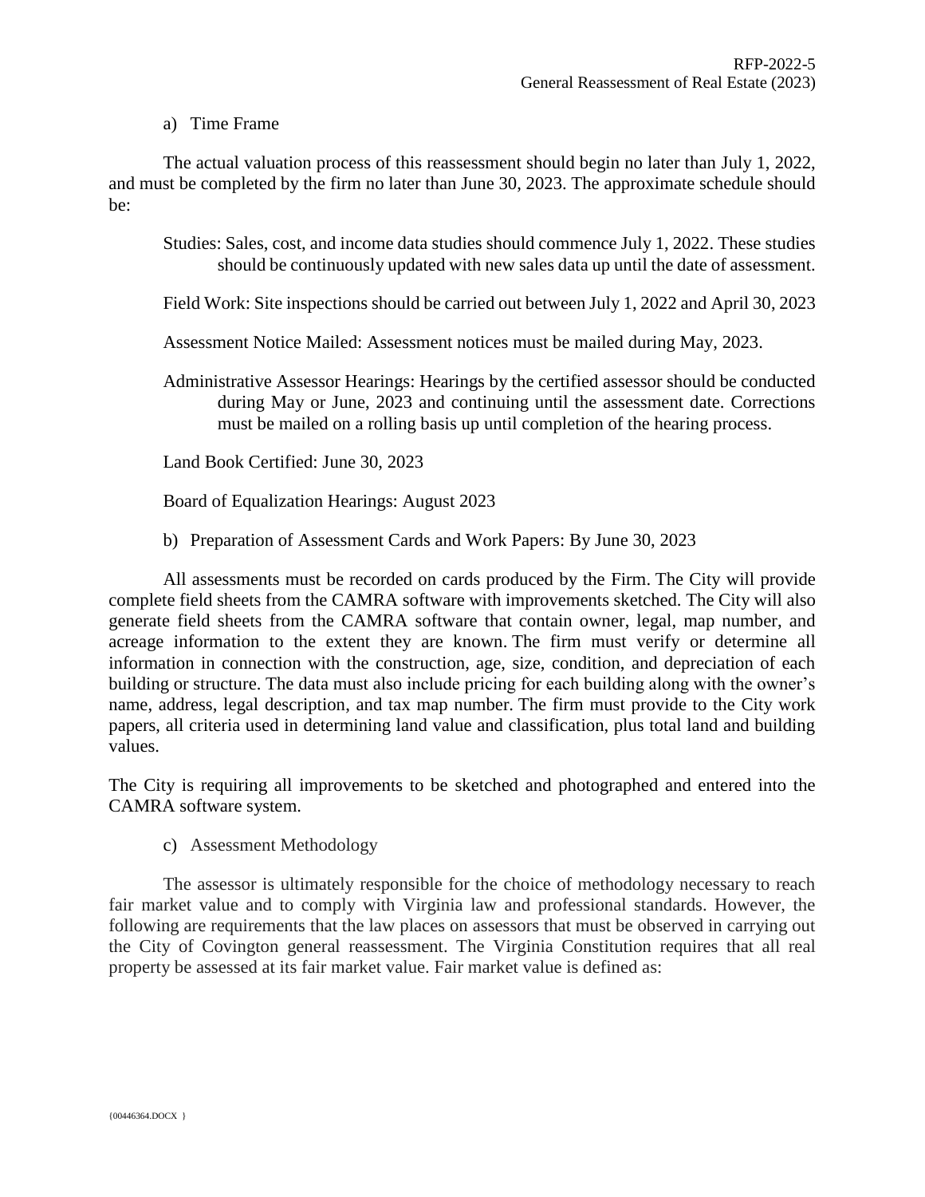a) Time Frame

The actual valuation process of this reassessment should begin no later than July 1, 2022, and must be completed by the firm no later than June 30, 2023. The approximate schedule should be:

Studies: Sales, cost, and income data studies should commence July 1, 2022. These studies should be continuously updated with new sales data up until the date of assessment.

Field Work: Site inspections should be carried out between July 1, 2022 and April 30, 2023

Assessment Notice Mailed: Assessment notices must be mailed during May, 2023.

Administrative Assessor Hearings: Hearings by the certified assessor should be conducted during May or June, 2023 and continuing until the assessment date. Corrections must be mailed on a rolling basis up until completion of the hearing process.

Land Book Certified: June 30, 2023

Board of Equalization Hearings: August 2023

b) Preparation of Assessment Cards and Work Papers: By June 30, 2023

All assessments must be recorded on cards produced by the Firm. The City will provide complete field sheets from the CAMRA software with improvements sketched. The City will also generate field sheets from the CAMRA software that contain owner, legal, map number, and acreage information to the extent they are known. The firm must verify or determine all information in connection with the construction, age, size, condition, and depreciation of each building or structure. The data must also include pricing for each building along with the owner's name, address, legal description, and tax map number. The firm must provide to the City work papers, all criteria used in determining land value and classification, plus total land and building values.

The City is requiring all improvements to be sketched and photographed and entered into the CAMRA software system.

c) Assessment Methodology

The assessor is ultimately responsible for the choice of methodology necessary to reach fair market value and to comply with Virginia law and professional standards. However, the following are requirements that the law places on assessors that must be observed in carrying out the City of Covington general reassessment. The Virginia Constitution requires that all real property be assessed at its fair market value. Fair market value is defined as: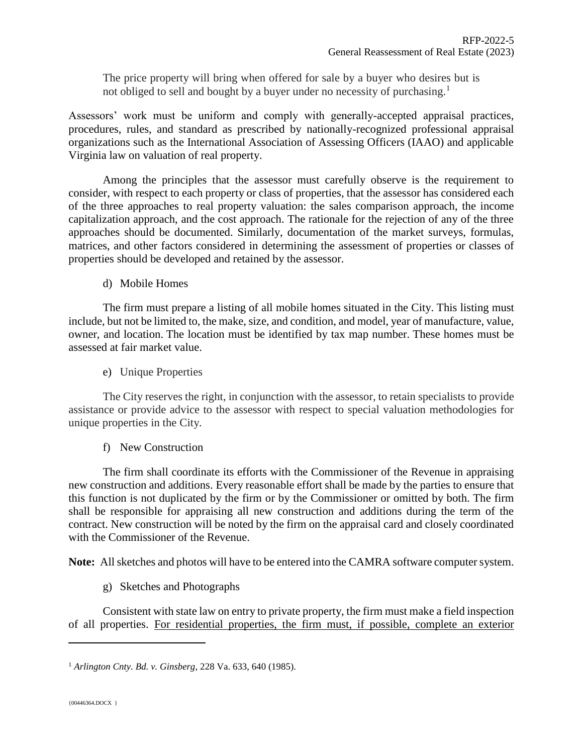The price property will bring when offered for sale by a buyer who desires but is not obliged to sell and bought by a buyer under no necessity of purchasing.[1]

Assessors' work must be uniform and comply with generally-accepted appraisal practices, procedures, rules, and standard as prescribed by nationally-recognized professional appraisal organizations such as the International Association of Assessing Officers (IAAO) and applicable Virginia law on valuation of real property.

Among the principles that the assessor must carefully observe is the requirement to consider, with respect to each property or class of properties, that the assessor has considered each of the three approaches to real property valuation: the sales comparison approach, the income capitalization approach, and the cost approach. The rationale for the rejection of any of the three approaches should be documented. Similarly, documentation of the market surveys, formulas, matrices, and other factors considered in determining the assessment of properties or classes of properties should be developed and retained by the assessor.

d) Mobile Homes

The firm must prepare a listing of all mobile homes situated in the City. This listing must include, but not be limited to, the make, size, and condition, and model, year of manufacture, value, owner, and location. The location must be identified by tax map number. These homes must be assessed at fair market value.

e) Unique Properties

The City reserves the right, in conjunction with the assessor, to retain specialists to provide assistance or provide advice to the assessor with respect to special valuation methodologies for unique properties in the City.

f) New Construction

The firm shall coordinate its efforts with the Commissioner of the Revenue in appraising new construction and additions. Every reasonable effort shall be made by the parties to ensure that this function is not duplicated by the firm or by the Commissioner or omitted by both. The firm shall be responsible for appraising all new construction and additions during the term of the contract. New construction will be noted by the firm on the appraisal card and closely coordinated with the Commissioner of the Revenue.

**Note:** All sketches and photos will have to be entered into the CAMRA software computer system.

g) Sketches and Photographs

Consistent with state law on entry to private property, the firm must make a field inspection of all properties. <u>For residential properties, the firm must, if possible, complete an exterior</u>

---

[1] *Arlington Cnty. Bd. v. Ginsberg*, 228 Va. 633, 640 (1985).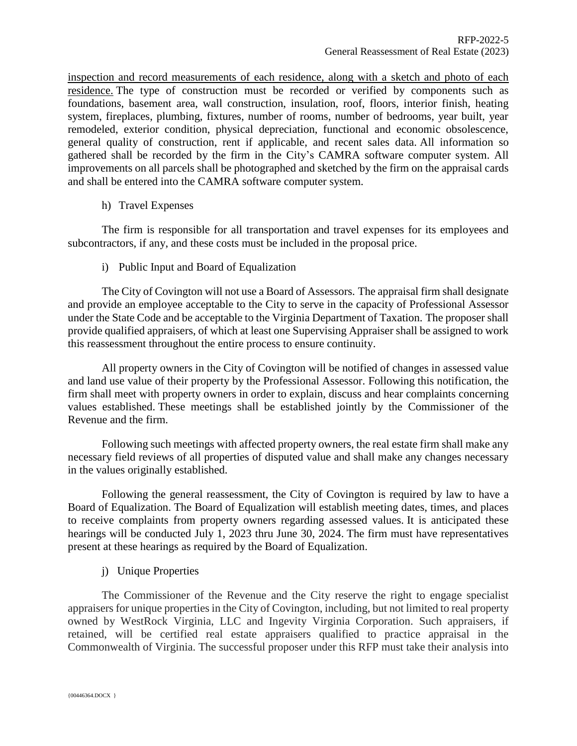inspection and record measurements of each residence, along with a sketch and photo of each residence. The type of construction must be recorded or verified by components such as foundations, basement area, wall construction, insulation, roof, floors, interior finish, heating system, fireplaces, plumbing, fixtures, number of rooms, number of bedrooms, year built, year remodeled, exterior condition, physical depreciation, functional and economic obsolescence, general quality of construction, rent if applicable, and recent sales data. All information so gathered shall be recorded by the firm in the City's CAMRA software computer system. All improvements on all parcels shall be photographed and sketched by the firm on the appraisal cards and shall be entered into the CAMRA software computer system.

h) Travel Expenses

The firm is responsible for all transportation and travel expenses for its employees and subcontractors, if any, and these costs must be included in the proposal price.

i) Public Input and Board of Equalization

The City of Covington will not use a Board of Assessors. The appraisal firm shall designate and provide an employee acceptable to the City to serve in the capacity of Professional Assessor under the State Code and be acceptable to the Virginia Department of Taxation. The proposer shall provide qualified appraisers, of which at least one Supervising Appraiser shall be assigned to work this reassessment throughout the entire process to ensure continuity.

All property owners in the City of Covington will be notified of changes in assessed value and land use value of their property by the Professional Assessor. Following this notification, the firm shall meet with property owners in order to explain, discuss and hear complaints concerning values established. These meetings shall be established jointly by the Commissioner of the Revenue and the firm.

Following such meetings with affected property owners, the real estate firm shall make any necessary field reviews of all properties of disputed value and shall make any changes necessary in the values originally established.

Following the general reassessment, the City of Covington is required by law to have a Board of Equalization. The Board of Equalization will establish meeting dates, times, and places to receive complaints from property owners regarding assessed values. It is anticipated these hearings will be conducted July 1, 2023 thru June 30, 2024. The firm must have representatives present at these hearings as required by the Board of Equalization.

j) Unique Properties

The Commissioner of the Revenue and the City reserve the right to engage specialist appraisers for unique properties in the City of Covington, including, but not limited to real property owned by WestRock Virginia, LLC and Ingevity Virginia Corporation. Such appraisers, if retained, will be certified real estate appraisers qualified to practice appraisal in the Commonwealth of Virginia. The successful proposer under this RFP must take their analysis into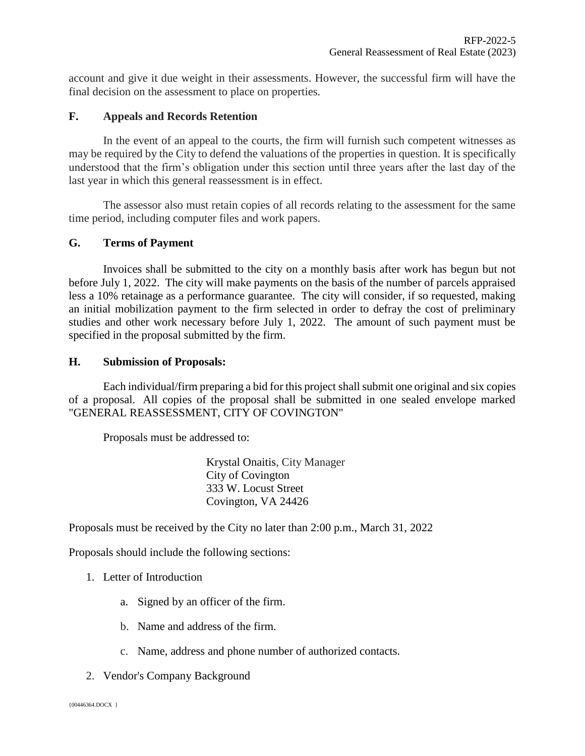account and give it due weight in their assessments. However, the successful firm will have the final decision on the assessment to place on properties.

## F. Appeals and Records Retention

In the event of an appeal to the courts, the firm will furnish such competent witnesses as may be required by the City to defend the valuations of the properties in question. It is specifically understood that the firm's obligation under this section until three years after the last day of the last year in which this general reassessment is in effect.

The assessor also must retain copies of all records relating to the assessment for the same time period, including computer files and work papers.

## G. Terms of Payment

Invoices shall be submitted to the city on a monthly basis after work has begun but not before July 1, 2022. The city will make payments on the basis of the number of parcels appraised less a 10% retainage as a performance guarantee. The city will consider, if so requested, making an initial mobilization payment to the firm selected in order to defray the cost of preliminary studies and other work necessary before July 1, 2022. The amount of such payment must be specified in the proposal submitted by the firm.

## H. Submission of Proposals:

Each individual/firm preparing a bid for this project shall submit one original and six copies of a proposal. All copies of the proposal shall be submitted in one sealed envelope marked "GENERAL REASSESSMENT, CITY OF COVINGTON"

Proposals must be addressed to:

Krystal Onaitis, City Manager
City of Covington
333 W. Locust Street
Covington, VA 24426

Proposals must be received by the City no later than 2:00 p.m., March 31, 2022

Proposals should include the following sections:

1. Letter of Introduction
    a. Signed by an officer of the firm.
    b. Name and address of the firm.
    c. Name, address and phone number of authorized contacts.
2. Vendor's Company Background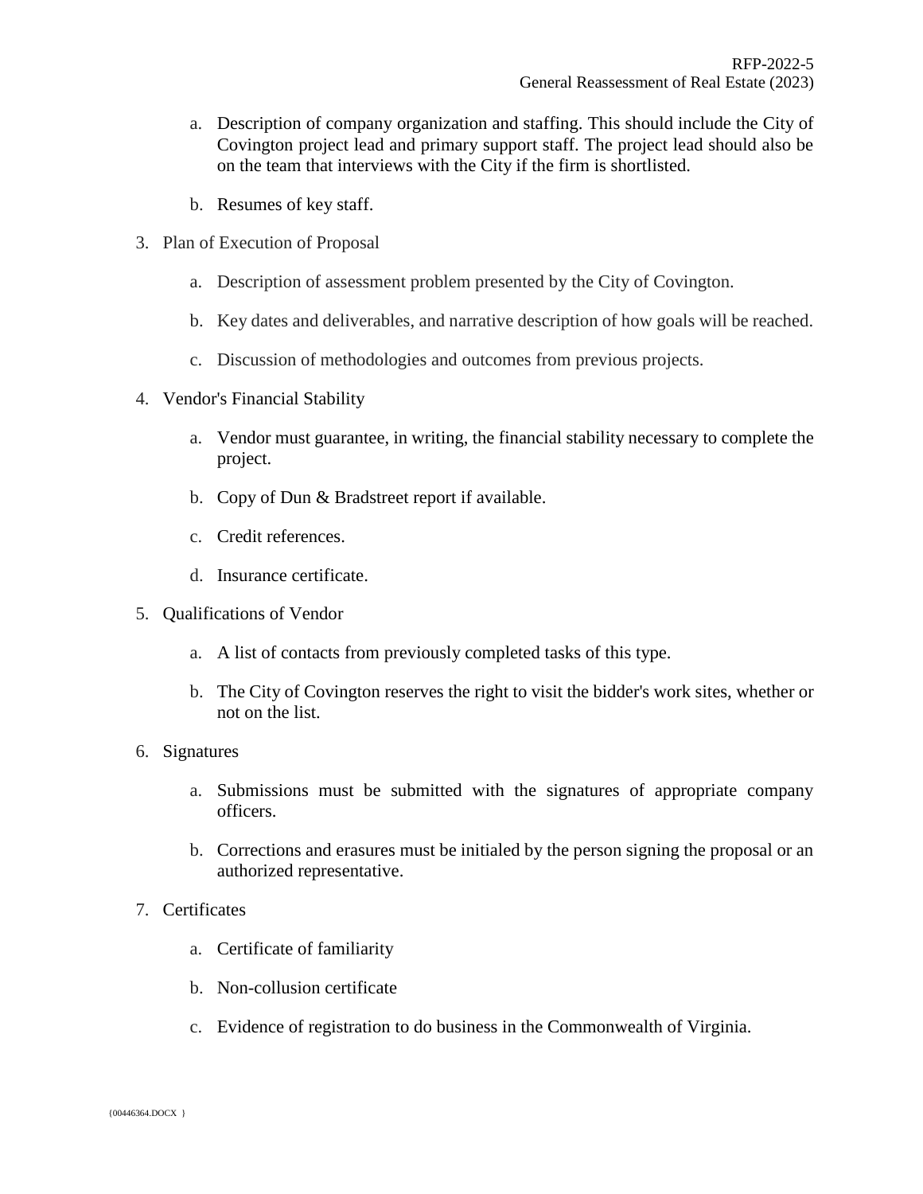a. Description of company organization and staffing. This should include the City of Covington project lead and primary support staff. The project lead should also be on the team that interviews with the City if the firm is shortlisted.

b. Resumes of key staff.

3. Plan of Execution of Proposal

   a. Description of assessment problem presented by the City of Covington.

   b. Key dates and deliverables, and narrative description of how goals will be reached.

   c. Discussion of methodologies and outcomes from previous projects.

4. Vendor's Financial Stability

   a. Vendor must guarantee, in writing, the financial stability necessary to complete the project.

   b. Copy of Dun & Bradstreet report if available.

   c. Credit references.

   d. Insurance certificate.

5. Qualifications of Vendor

   a. A list of contacts from previously completed tasks of this type.

   b. The City of Covington reserves the right to visit the bidder's work sites, whether or not on the list.

6. Signatures

   a. Submissions must be submitted with the signatures of appropriate company officers.

   b. Corrections and erasures must be initialed by the person signing the proposal or an authorized representative.

7. Certificates

   a. Certificate of familiarity

   b. Non-collusion certificate

   c. Evidence of registration to do business in the Commonwealth of Virginia.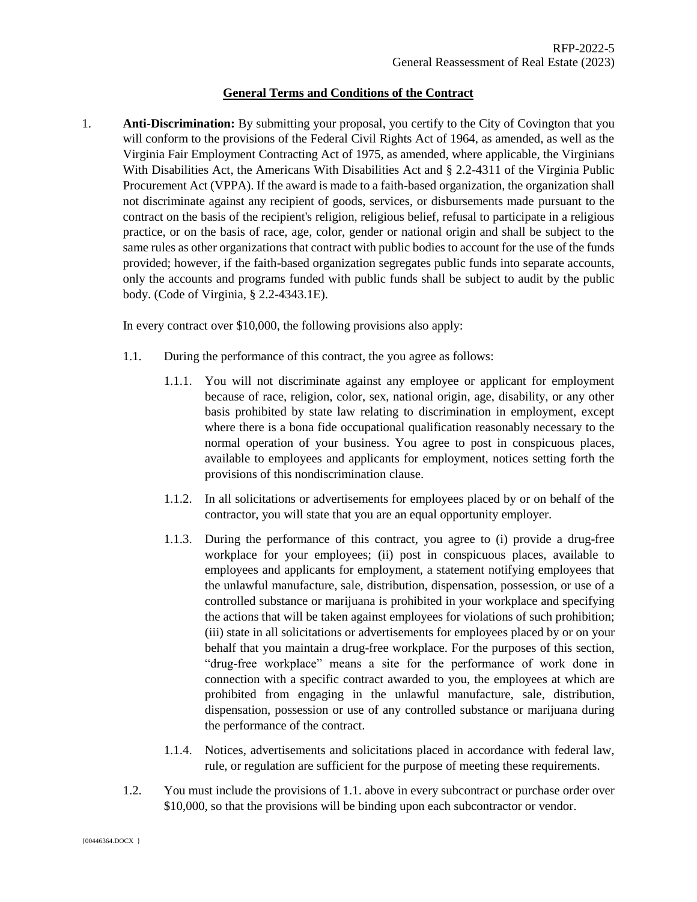## General Terms and Conditions of the Contract

1. **Anti-Discrimination:** By submitting your proposal, you certify to the City of Covington that you will conform to the provisions of the Federal Civil Rights Act of 1964, as amended, as well as the Virginia Fair Employment Contracting Act of 1975, as amended, where applicable, the Virginians With Disabilities Act, the Americans With Disabilities Act and § 2.2-4311 of the Virginia Public Procurement Act (VPPA). If the award is made to a faith-based organization, the organization shall not discriminate against any recipient of goods, services, or disbursements made pursuant to the contract on the basis of the recipient's religion, religious belief, refusal to participate in a religious practice, or on the basis of race, age, color, gender or national origin and shall be subject to the same rules as other organizations that contract with public bodies to account for the use of the funds provided; however, if the faith-based organization segregates public funds into separate accounts, only the accounts and programs funded with public funds shall be subject to audit by the public body. (Code of Virginia, § 2.2-4343.1E).

   In every contract over $10,000, the following provisions also apply:

   1.1. During the performance of this contract, the you agree as follows:

      1.1.1. You will not discriminate against any employee or applicant for employment because of race, religion, color, sex, national origin, age, disability, or any other basis prohibited by state law relating to discrimination in employment, except where there is a bona fide occupational qualification reasonably necessary to the normal operation of your business. You agree to post in conspicuous places, available to employees and applicants for employment, notices setting forth the provisions of this nondiscrimination clause.

      1.1.2. In all solicitations or advertisements for employees placed by or on behalf of the contractor, you will state that you are an equal opportunity employer.

      1.1.3. During the performance of this contract, you agree to (i) provide a drug-free workplace for your employees; (ii) post in conspicuous places, available to employees and applicants for employment, a statement notifying employees that the unlawful manufacture, sale, distribution, dispensation, possession, or use of a controlled substance or marijuana is prohibited in your workplace and specifying the actions that will be taken against employees for violations of such prohibition; (iii) state in all solicitations or advertisements for employees placed by or on your behalf that you maintain a drug-free workplace. For the purposes of this section, "drug-free workplace" means a site for the performance of work done in connection with a specific contract awarded to you, the employees at which are prohibited from engaging in the unlawful manufacture, sale, distribution, dispensation, possession or use of any controlled substance or marijuana during the performance of the contract.

      1.1.4. Notices, advertisements and solicitations placed in accordance with federal law, rule, or regulation are sufficient for the purpose of meeting these requirements.

   1.2. You must include the provisions of 1.1. above in every subcontract or purchase order over $10,000, so that the provisions will be binding upon each subcontractor or vendor.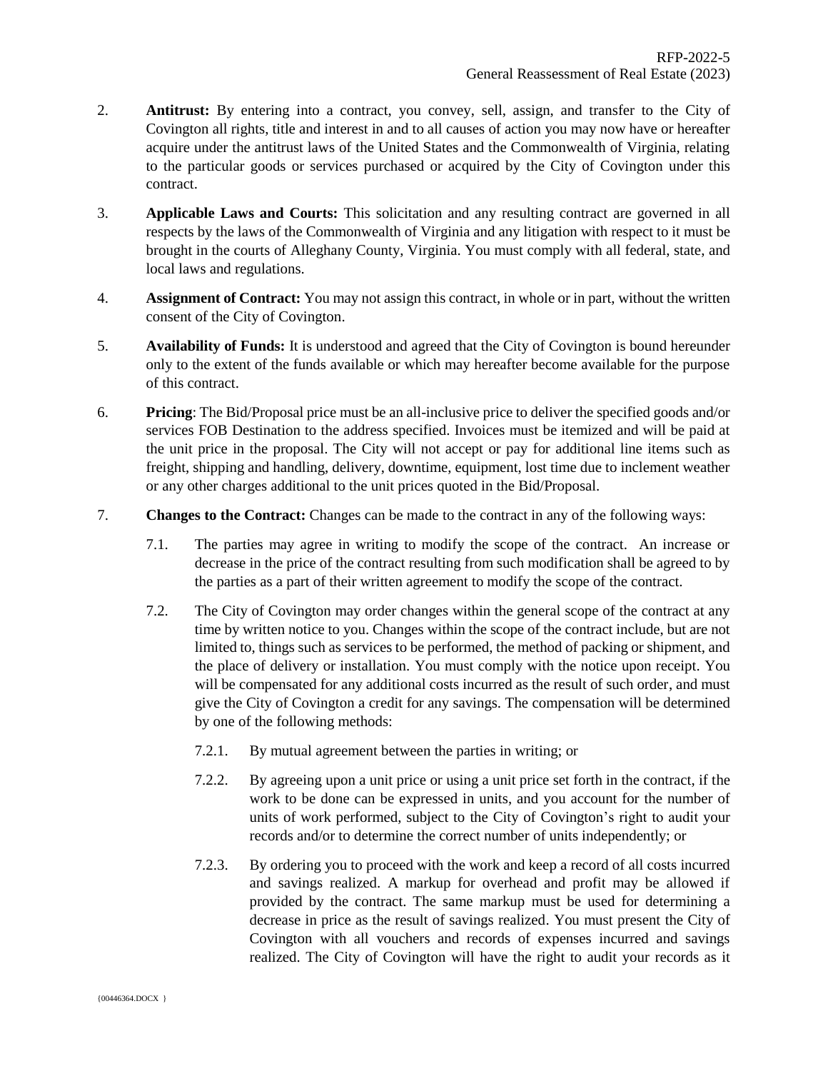2. **Antitrust:** By entering into a contract, you convey, sell, assign, and transfer to the City of Covington all rights, title and interest in and to all causes of action you may now have or hereafter acquire under the antitrust laws of the United States and the Commonwealth of Virginia, relating to the particular goods or services purchased or acquired by the City of Covington under this contract.

3. **Applicable Laws and Courts:** This solicitation and any resulting contract are governed in all respects by the laws of the Commonwealth of Virginia and any litigation with respect to it must be brought in the courts of Alleghany County, Virginia. You must comply with all federal, state, and local laws and regulations.

4. **Assignment of Contract:** You may not assign this contract, in whole or in part, without the written consent of the City of Covington.

5. **Availability of Funds:** It is understood and agreed that the City of Covington is bound hereunder only to the extent of the funds available or which may hereafter become available for the purpose of this contract.

6. **Pricing**: The Bid/Proposal price must be an all-inclusive price to deliver the specified goods and/or services FOB Destination to the address specified. Invoices must be itemized and will be paid at the unit price in the proposal. The City will not accept or pay for additional line items such as freight, shipping and handling, delivery, downtime, equipment, lost time due to inclement weather or any other charges additional to the unit prices quoted in the Bid/Proposal.

7. **Changes to the Contract:** Changes can be made to the contract in any of the following ways:

   7.1. The parties may agree in writing to modify the scope of the contract. An increase or decrease in the price of the contract resulting from such modification shall be agreed to by the parties as a part of their written agreement to modify the scope of the contract.

   7.2. The City of Covington may order changes within the general scope of the contract at any time by written notice to you. Changes within the scope of the contract include, but are not limited to, things such as services to be performed, the method of packing or shipment, and the place of delivery or installation. You must comply with the notice upon receipt. You will be compensated for any additional costs incurred as the result of such order, and must give the City of Covington a credit for any savings. The compensation will be determined by one of the following methods:

      7.2.1. By mutual agreement between the parties in writing; or

      7.2.2. By agreeing upon a unit price or using a unit price set forth in the contract, if the work to be done can be expressed in units, and you account for the number of units of work performed, subject to the City of Covington's right to audit your records and/or to determine the correct number of units independently; or

      7.2.3. By ordering you to proceed with the work and keep a record of all costs incurred and savings realized. A markup for overhead and profit may be allowed if provided by the contract. The same markup must be used for determining a decrease in price as the result of savings realized. You must present the City of Covington with all vouchers and records of expenses incurred and savings realized. The City of Covington will have the right to audit your records as it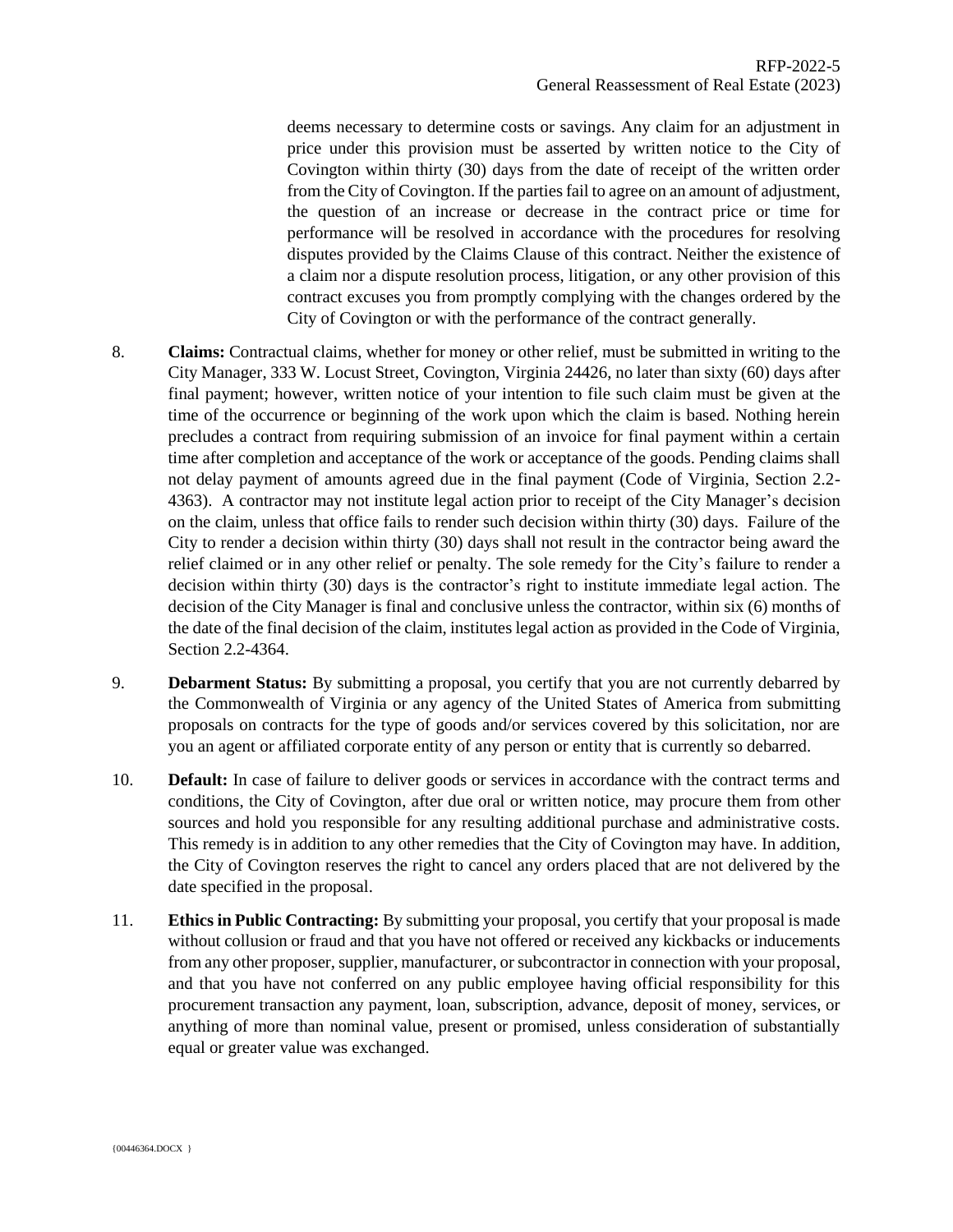deems necessary to determine costs or savings. Any claim for an adjustment in price under this provision must be asserted by written notice to the City of Covington within thirty (30) days from the date of receipt of the written order from the City of Covington. If the parties fail to agree on an amount of adjustment, the question of an increase or decrease in the contract price or time for performance will be resolved in accordance with the procedures for resolving disputes provided by the Claims Clause of this contract. Neither the existence of a claim nor a dispute resolution process, litigation, or any other provision of this contract excuses you from promptly complying with the changes ordered by the City of Covington or with the performance of the contract generally.

8. **Claims:** Contractual claims, whether for money or other relief, must be submitted in writing to the City Manager, 333 W. Locust Street, Covington, Virginia 24426, no later than sixty (60) days after final payment; however, written notice of your intention to file such claim must be given at the time of the occurrence or beginning of the work upon which the claim is based. Nothing herein precludes a contract from requiring submission of an invoice for final payment within a certain time after completion and acceptance of the work or acceptance of the goods. Pending claims shall not delay payment of amounts agreed due in the final payment (Code of Virginia, Section 2.2-4363). A contractor may not institute legal action prior to receipt of the City Manager's decision on the claim, unless that office fails to render such decision within thirty (30) days. Failure of the City to render a decision within thirty (30) days shall not result in the contractor being award the relief claimed or in any other relief or penalty. The sole remedy for the City's failure to render a decision within thirty (30) days is the contractor's right to institute immediate legal action. The decision of the City Manager is final and conclusive unless the contractor, within six (6) months of the date of the final decision of the claim, institutes legal action as provided in the Code of Virginia, Section 2.2-4364.

9. **Debarment Status:** By submitting a proposal, you certify that you are not currently debarred by the Commonwealth of Virginia or any agency of the United States of America from submitting proposals on contracts for the type of goods and/or services covered by this solicitation, nor are you an agent or affiliated corporate entity of any person or entity that is currently so debarred.

10. **Default:** In case of failure to deliver goods or services in accordance with the contract terms and conditions, the City of Covington, after due oral or written notice, may procure them from other sources and hold you responsible for any resulting additional purchase and administrative costs. This remedy is in addition to any other remedies that the City of Covington may have. In addition, the City of Covington reserves the right to cancel any orders placed that are not delivered by the date specified in the proposal.

11. **Ethics in Public Contracting:** By submitting your proposal, you certify that your proposal is made without collusion or fraud and that you have not offered or received any kickbacks or inducements from any other proposer, supplier, manufacturer, or subcontractor in connection with your proposal, and that you have not conferred on any public employee having official responsibility for this procurement transaction any payment, loan, subscription, advance, deposit of money, services, or anything of more than nominal value, present or promised, unless consideration of substantially equal or greater value was exchanged.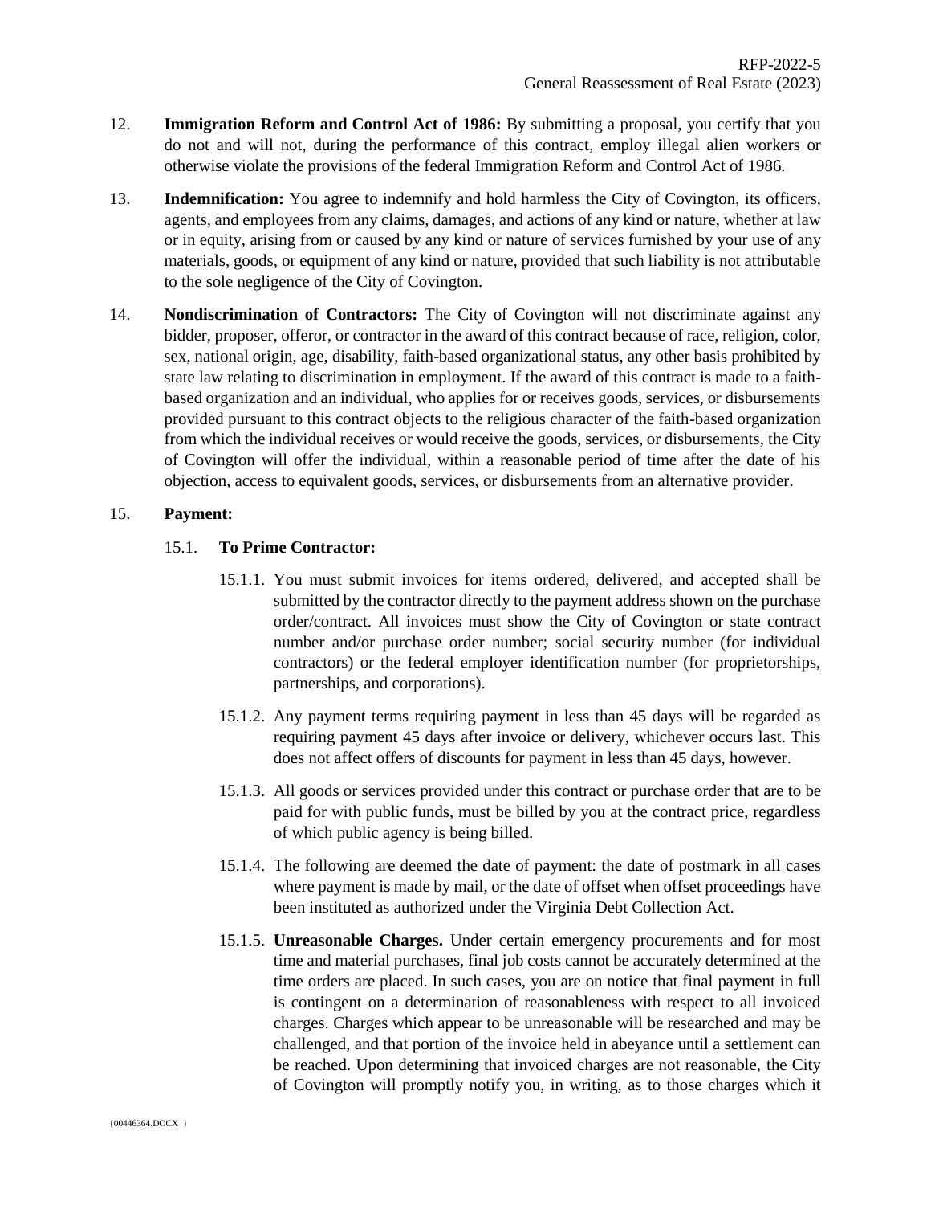12. **Immigration Reform and Control Act of 1986:** By submitting a proposal, you certify that you do not and will not, during the performance of this contract, employ illegal alien workers or otherwise violate the provisions of the federal Immigration Reform and Control Act of 1986.

13. **Indemnification:** You agree to indemnify and hold harmless the City of Covington, its officers, agents, and employees from any claims, damages, and actions of any kind or nature, whether at law or in equity, arising from or caused by any kind or nature of services furnished by your use of any materials, goods, or equipment of any kind or nature, provided that such liability is not attributable to the sole negligence of the City of Covington.

14. **Nondiscrimination of Contractors:** The City of Covington will not discriminate against any bidder, proposer, offeror, or contractor in the award of this contract because of race, religion, color, sex, national origin, age, disability, faith-based organizational status, any other basis prohibited by state law relating to discrimination in employment. If the award of this contract is made to a faith-based organization and an individual, who applies for or receives goods, services, or disbursements provided pursuant to this contract objects to the religious character of the faith-based organization from which the individual receives or would receive the goods, services, or disbursements, the City of Covington will offer the individual, within a reasonable period of time after the date of his objection, access to equivalent goods, services, or disbursements from an alternative provider.

15. **Payment:**

    15.1. **To Prime Contractor:**

    15.1.1. You must submit invoices for items ordered, delivered, and accepted shall be submitted by the contractor directly to the payment address shown on the purchase order/contract. All invoices must show the City of Covington or state contract number and/or purchase order number; social security number (for individual contractors) or the federal employer identification number (for proprietorships, partnerships, and corporations).

    15.1.2. Any payment terms requiring payment in less than 45 days will be regarded as requiring payment 45 days after invoice or delivery, whichever occurs last. This does not affect offers of discounts for payment in less than 45 days, however.

    15.1.3. All goods or services provided under this contract or purchase order that are to be paid for with public funds, must be billed by you at the contract price, regardless of which public agency is being billed.

    15.1.4. The following are deemed the date of payment: the date of postmark in all cases where payment is made by mail, or the date of offset when offset proceedings have been instituted as authorized under the Virginia Debt Collection Act.

    15.1.5. **Unreasonable Charges.** Under certain emergency procurements and for most time and material purchases, final job costs cannot be accurately determined at the time orders are placed. In such cases, you are on notice that final payment in full is contingent on a determination of reasonableness with respect to all invoiced charges. Charges which appear to be unreasonable will be researched and may be challenged, and that portion of the invoice held in abeyance until a settlement can be reached. Upon determining that invoiced charges are not reasonable, the City of Covington will promptly notify you, in writing, as to those charges which it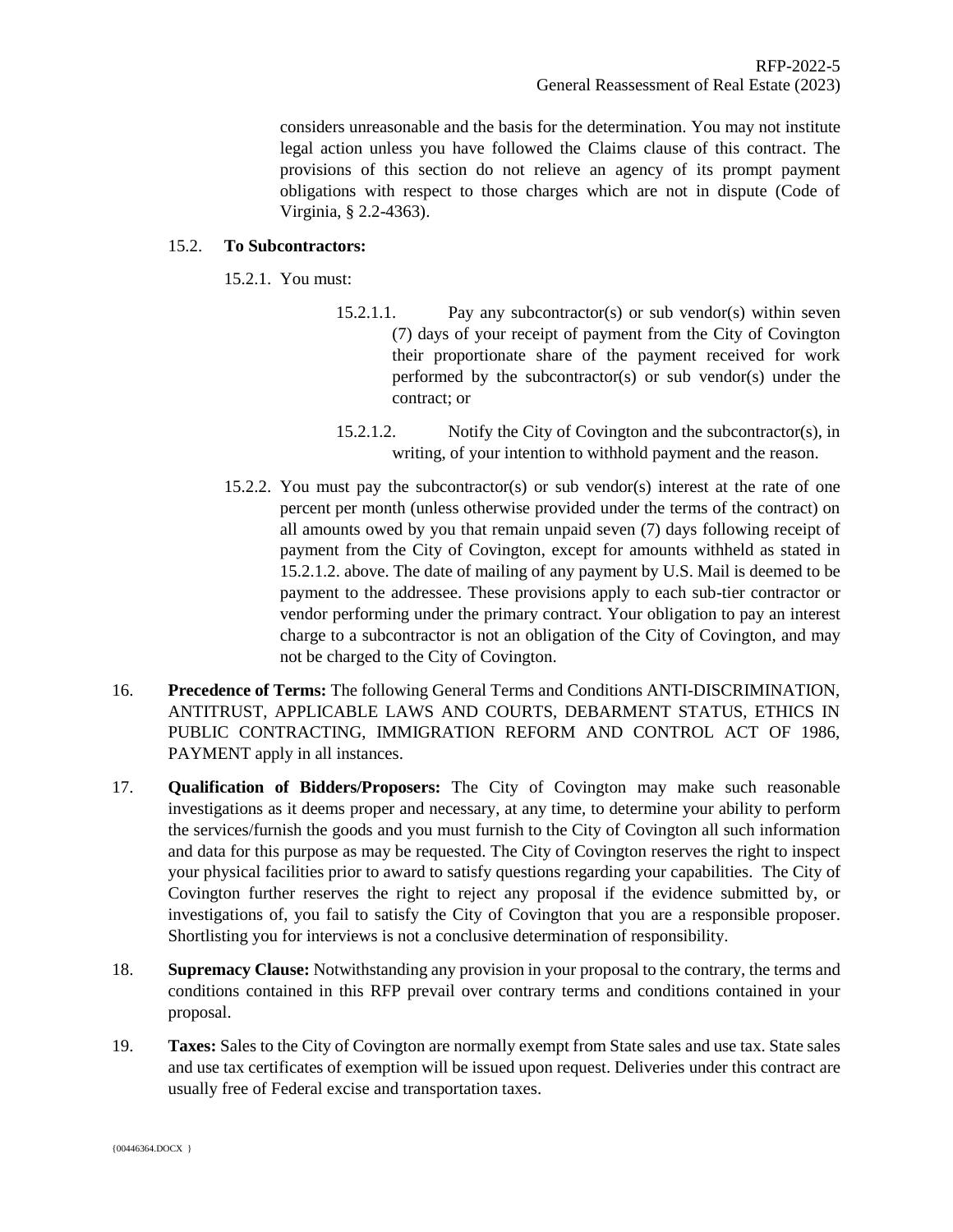considers unreasonable and the basis for the determination. You may not institute legal action unless you have followed the Claims clause of this contract. The provisions of this section do not relieve an agency of its prompt payment obligations with respect to those charges which are not in dispute (Code of Virginia, § 2.2-4363).

15.2. **To Subcontractors:**

15.2.1. You must:

15.2.1.1. Pay any subcontractor(s) or sub vendor(s) within seven (7) days of your receipt of payment from the City of Covington their proportionate share of the payment received for work performed by the subcontractor(s) or sub vendor(s) under the contract; or

15.2.1.2. Notify the City of Covington and the subcontractor(s), in writing, of your intention to withhold payment and the reason.

15.2.2. You must pay the subcontractor(s) or sub vendor(s) interest at the rate of one percent per month (unless otherwise provided under the terms of the contract) on all amounts owed by you that remain unpaid seven (7) days following receipt of payment from the City of Covington, except for amounts withheld as stated in 15.2.1.2. above. The date of mailing of any payment by U.S. Mail is deemed to be payment to the addressee. These provisions apply to each sub-tier contractor or vendor performing under the primary contract. Your obligation to pay an interest charge to a subcontractor is not an obligation of the City of Covington, and may not be charged to the City of Covington.

16. **Precedence of Terms:** The following General Terms and Conditions ANTI-DISCRIMINATION, ANTITRUST, APPLICABLE LAWS AND COURTS, DEBARMENT STATUS, ETHICS IN PUBLIC CONTRACTING, IMMIGRATION REFORM AND CONTROL ACT OF 1986, PAYMENT apply in all instances.

17. **Qualification of Bidders/Proposers:** The City of Covington may make such reasonable investigations as it deems proper and necessary, at any time, to determine your ability to perform the services/furnish the goods and you must furnish to the City of Covington all such information and data for this purpose as may be requested. The City of Covington reserves the right to inspect your physical facilities prior to award to satisfy questions regarding your capabilities. The City of Covington further reserves the right to reject any proposal if the evidence submitted by, or investigations of, you fail to satisfy the City of Covington that you are a responsible proposer. Shortlisting you for interviews is not a conclusive determination of responsibility.

18. **Supremacy Clause:** Notwithstanding any provision in your proposal to the contrary, the terms and conditions contained in this RFP prevail over contrary terms and conditions contained in your proposal.

19. **Taxes:** Sales to the City of Covington are normally exempt from State sales and use tax. State sales and use tax certificates of exemption will be issued upon request. Deliveries under this contract are usually free of Federal excise and transportation taxes.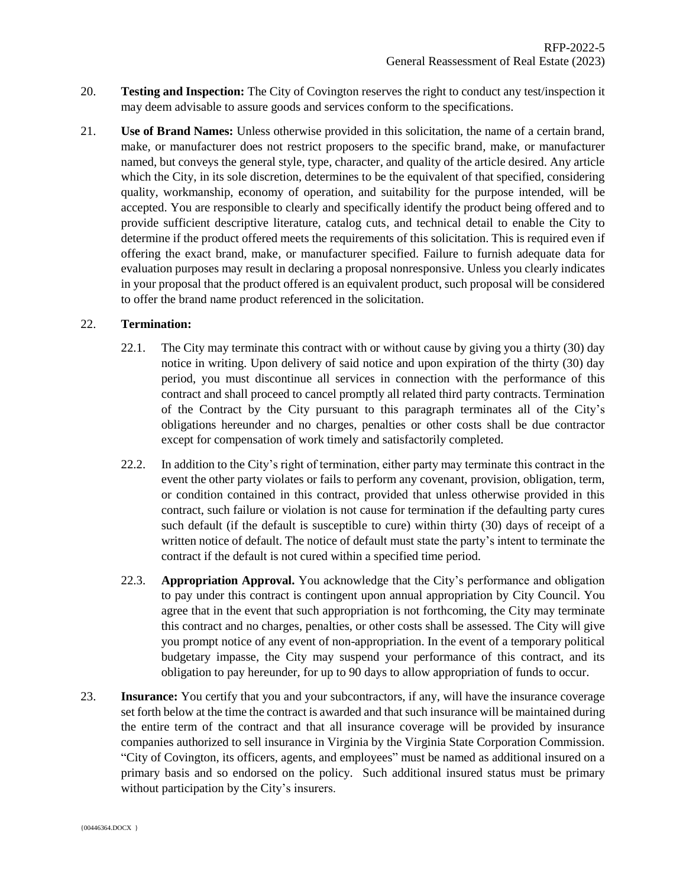20. **Testing and Inspection:** The City of Covington reserves the right to conduct any test/inspection it may deem advisable to assure goods and services conform to the specifications.

21. **Use of Brand Names:** Unless otherwise provided in this solicitation, the name of a certain brand, make, or manufacturer does not restrict proposers to the specific brand, make, or manufacturer named, but conveys the general style, type, character, and quality of the article desired. Any article which the City, in its sole discretion, determines to be the equivalent of that specified, considering quality, workmanship, economy of operation, and suitability for the purpose intended, will be accepted. You are responsible to clearly and specifically identify the product being offered and to provide sufficient descriptive literature, catalog cuts, and technical detail to enable the City to determine if the product offered meets the requirements of this solicitation. This is required even if offering the exact brand, make, or manufacturer specified. Failure to furnish adequate data for evaluation purposes may result in declaring a proposal nonresponsive. Unless you clearly indicates in your proposal that the product offered is an equivalent product, such proposal will be considered to offer the brand name product referenced in the solicitation.

22. **Termination:**

    22.1. The City may terminate this contract with or without cause by giving you a thirty (30) day notice in writing. Upon delivery of said notice and upon expiration of the thirty (30) day period, you must discontinue all services in connection with the performance of this contract and shall proceed to cancel promptly all related third party contracts. Termination of the Contract by the City pursuant to this paragraph terminates all of the City's obligations hereunder and no charges, penalties or other costs shall be due contractor except for compensation of work timely and satisfactorily completed.

    22.2. In addition to the City's right of termination, either party may terminate this contract in the event the other party violates or fails to perform any covenant, provision, obligation, term, or condition contained in this contract, provided that unless otherwise provided in this contract, such failure or violation is not cause for termination if the defaulting party cures such default (if the default is susceptible to cure) within thirty (30) days of receipt of a written notice of default. The notice of default must state the party's intent to terminate the contract if the default is not cured within a specified time period.

    22.3. **Appropriation Approval.** You acknowledge that the City's performance and obligation to pay under this contract is contingent upon annual appropriation by City Council. You agree that in the event that such appropriation is not forthcoming, the City may terminate this contract and no charges, penalties, or other costs shall be assessed. The City will give you prompt notice of any event of non-appropriation. In the event of a temporary political budgetary impasse, the City may suspend your performance of this contract, and its obligation to pay hereunder, for up to 90 days to allow appropriation of funds to occur.

23. **Insurance:** You certify that you and your subcontractors, if any, will have the insurance coverage set forth below at the time the contract is awarded and that such insurance will be maintained during the entire term of the contract and that all insurance coverage will be provided by insurance companies authorized to sell insurance in Virginia by the Virginia State Corporation Commission. "City of Covington, its officers, agents, and employees" must be named as additional insured on a primary basis and so endorsed on the policy. Such additional insured status must be primary without participation by the City's insurers.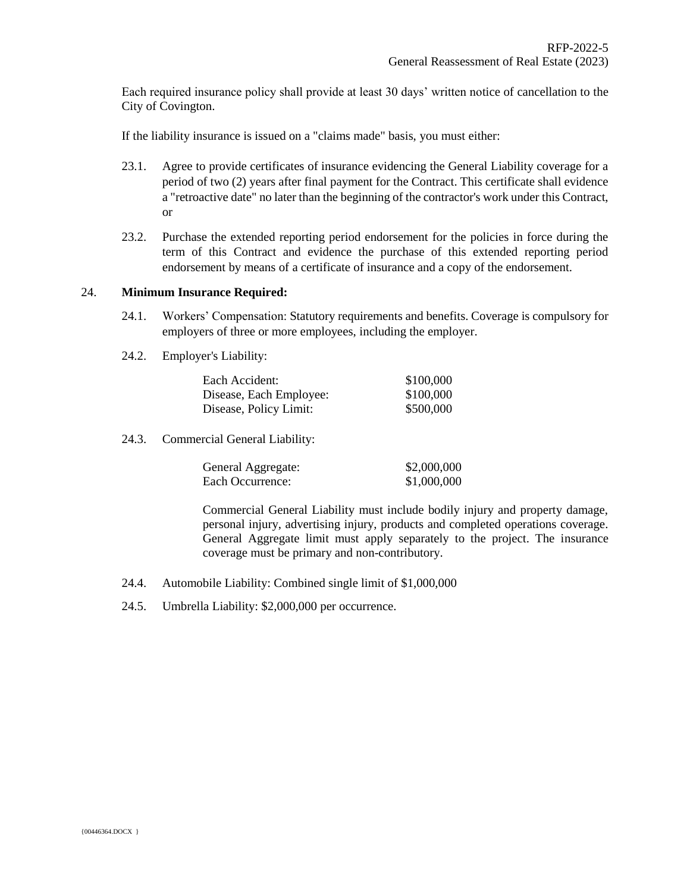Each required insurance policy shall provide at least 30 days' written notice of cancellation to the City of Covington.

If the liability insurance is issued on a "claims made" basis, you must either:

23.1. Agree to provide certificates of insurance evidencing the General Liability coverage for a period of two (2) years after final payment for the Contract. This certificate shall evidence a "retroactive date" no later than the beginning of the contractor's work under this Contract, or

23.2. Purchase the extended reporting period endorsement for the policies in force during the term of this Contract and evidence the purchase of this extended reporting period endorsement by means of a certificate of insurance and a copy of the endorsement.

24. **Minimum Insurance Required:**

24.1. Workers' Compensation: Statutory requirements and benefits. Coverage is compulsory for employers of three or more employees, including the employer.

24.2. Employer's Liability:

| | |
|---|---|
| Each Accident: | \$100,000 |
| Disease, Each Employee: | \$100,000 |
| Disease, Policy Limit: | \$500,000 |

24.3. Commercial General Liability:

| | |
|---|---|
| General Aggregate: | \$2,000,000 |
| Each Occurrence: | \$1,000,000 |

Commercial General Liability must include bodily injury and property damage, personal injury, advertising injury, products and completed operations coverage. General Aggregate limit must apply separately to the project. The insurance coverage must be primary and non-contributory.

24.4. Automobile Liability: Combined single limit of \$1,000,000

24.5. Umbrella Liability: \$2,000,000 per occurrence.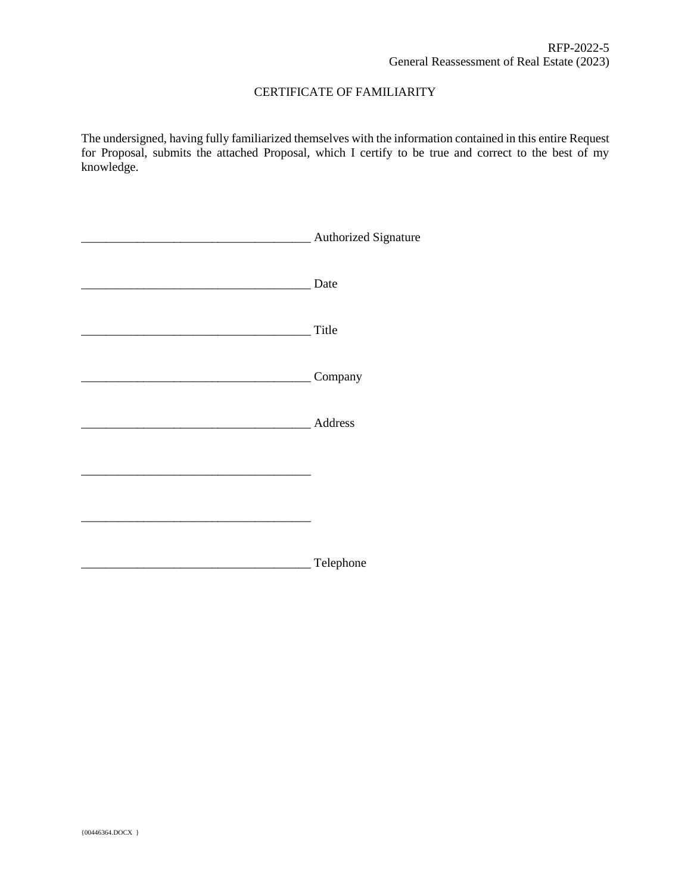RFP-2022-5
General Reassessment of Real Estate (2023)

CERTIFICATE OF FAMILIARITY

The undersigned, having fully familiarized themselves with the information contained in this entire Request for Proposal, submits the attached Proposal, which I certify to be true and correct to the best of my knowledge.

_____________________________________ Authorized Signature

_____________________________________ Date

_____________________________________ Title

_____________________________________ Company

_____________________________________ Address

_____________________________________

_____________________________________

_____________________________________ Telephone

{00446364.DOCX }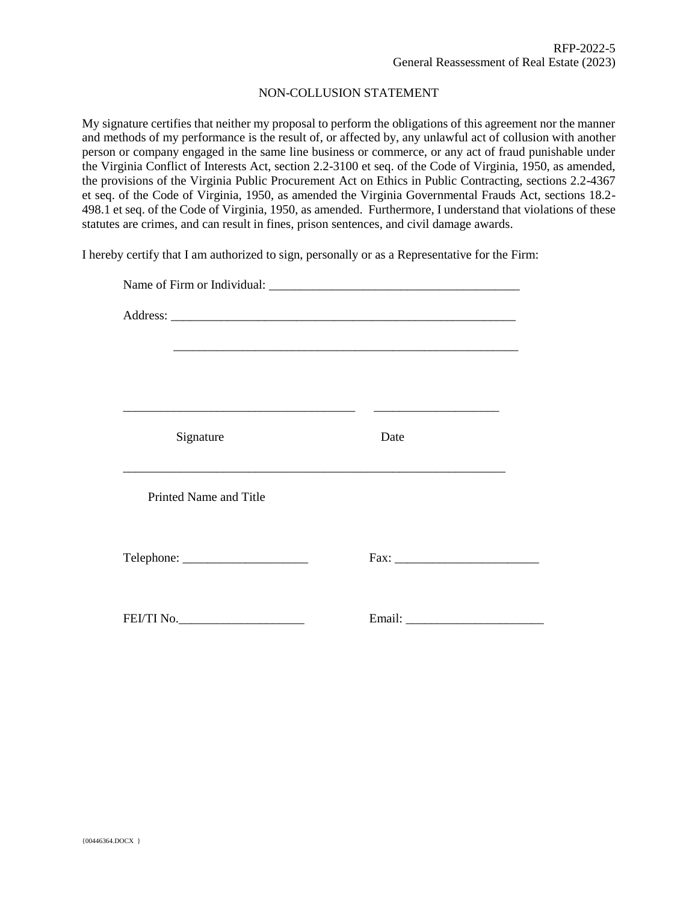RFP-2022-5
General Reassessment of Real Estate (2023)

## NON-COLLUSION STATEMENT

My signature certifies that neither my proposal to perform the obligations of this agreement nor the manner and methods of my performance is the result of, or affected by, any unlawful act of collusion with another person or company engaged in the same line business or commerce, or any act of fraud punishable under the Virginia Conflict of Interests Act, section 2.2-3100 et seq. of the Code of Virginia, 1950, as amended, the provisions of the Virginia Public Procurement Act on Ethics in Public Contracting, sections 2.2-4367 et seq. of the Code of Virginia, 1950, as amended the Virginia Governmental Frauds Act, sections 18.2-498.1 et seq. of the Code of Virginia, 1950, as amended. Furthermore, I understand that violations of these statutes are crimes, and can result in fines, prison sentences, and civil damage awards.

I hereby certify that I am authorized to sign, personally or as a Representative for the Firm:

Name of Firm or Individual: ________________________________________

Address: ________________________________________________________

________________________________________________________

____________________________________ ____________________

Signature Date

______________________________________________________________

Printed Name and Title

Telephone: ____________________ Fax: _______________________

FEI/TI No.____________________ Email: ______________________

{00446364.DOCX }